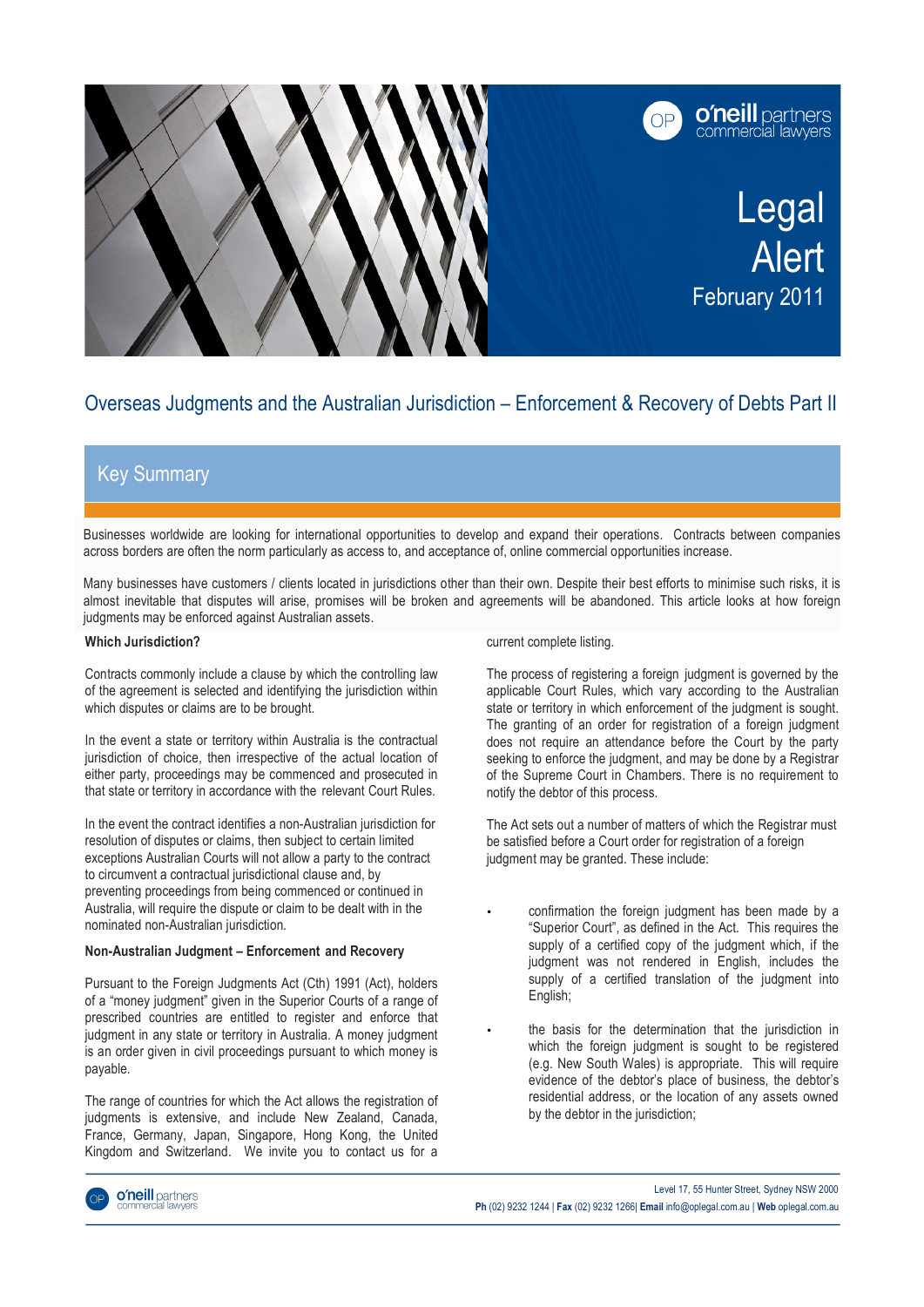# Legal Alert

February 2011

## Overseas Judgments and the Australian Jurisdiction – Enforcement & Recovery of Debts Part II

### Key Summary

Businesses worldwide are looking for international opportunities to develop and expand their operations. Contracts between companies across borders are often the norm particularly as access to, and acceptance of, online commercial opportunities increase.

Many businesses have customers / clients located in jurisdictions other than their own. Despite their best efforts to minimise such risks, it is almost inevitable that disputes will arise, promises will be broken and agreements will be abandoned. This article looks at how foreign judgments may be enforced against Australian assets.

**Which Jurisdiction?**

Contracts commonly include a clause by which the controlling law of the agreement is selected and identifying the jurisdiction within which disputes or claims are to be brought.

In the event a state or territory within Australia is the contractual jurisdiction of choice, then irrespective of the actual location of either party, proceedings may be commenced and prosecuted in that state or territory in accordance with the relevant Court Rules.

In the event the contract identifies a non-Australian jurisdiction for resolution of disputes or claims, then subject to certain limited exceptions Australian Courts will not allow a party to the contract to circumvent a contractual jurisdictional clause and, by preventing proceedings from being commenced or continued in Australia, will require the dispute or claim to be dealt with in the nominated non-Australian jurisdiction.

**Non-Australian Judgment – Enforcement and Recovery**

Pursuant to the Foreign Judgments Act (Cth) 1991 (Act), holders of a "money judgment" given in the Superior Courts of a range of prescribed countries are entitled to register and enforce that judgment in any state or territory in Australia. A money judgment is an order given in civil proceedings pursuant to which money is payable.

The range of countries for which the Act allows the registration of judgments is extensive, and include New Zealand, Canada, France, Germany, Japan, Singapore, Hong Kong, the United Kingdom and Switzerland. We invite you to contact us for a current complete listing.

The process of registering a foreign judgment is governed by the applicable Court Rules, which vary according to the Australian state or territory in which enforcement of the judgment is sought. The granting of an order for registration of a foreign judgment does not require an attendance before the Court by the party seeking to enforce the judgment, and may be done by a Registrar of the Supreme Court in Chambers. There is no requirement to notify the debtor of this process.

The Act sets out a number of matters of which the Registrar must be satisfied before a Court order for registration of a foreign judgment may be granted. These include:

- confirmation the foreign judgment has been made by a "Superior Court", as defined in the Act. This requires the supply of a certified copy of the judgment which, if the judgment was not rendered in English, includes the supply of a certified translation of the judgment into English;
- the basis for the determination that the jurisdiction in which the foreign judgment is sought to be registered (e.g. New South Wales) is appropriate. This will require evidence of the debtor's place of business, the debtor's residential address, or the location of any assets owned by the debtor in the jurisdiction;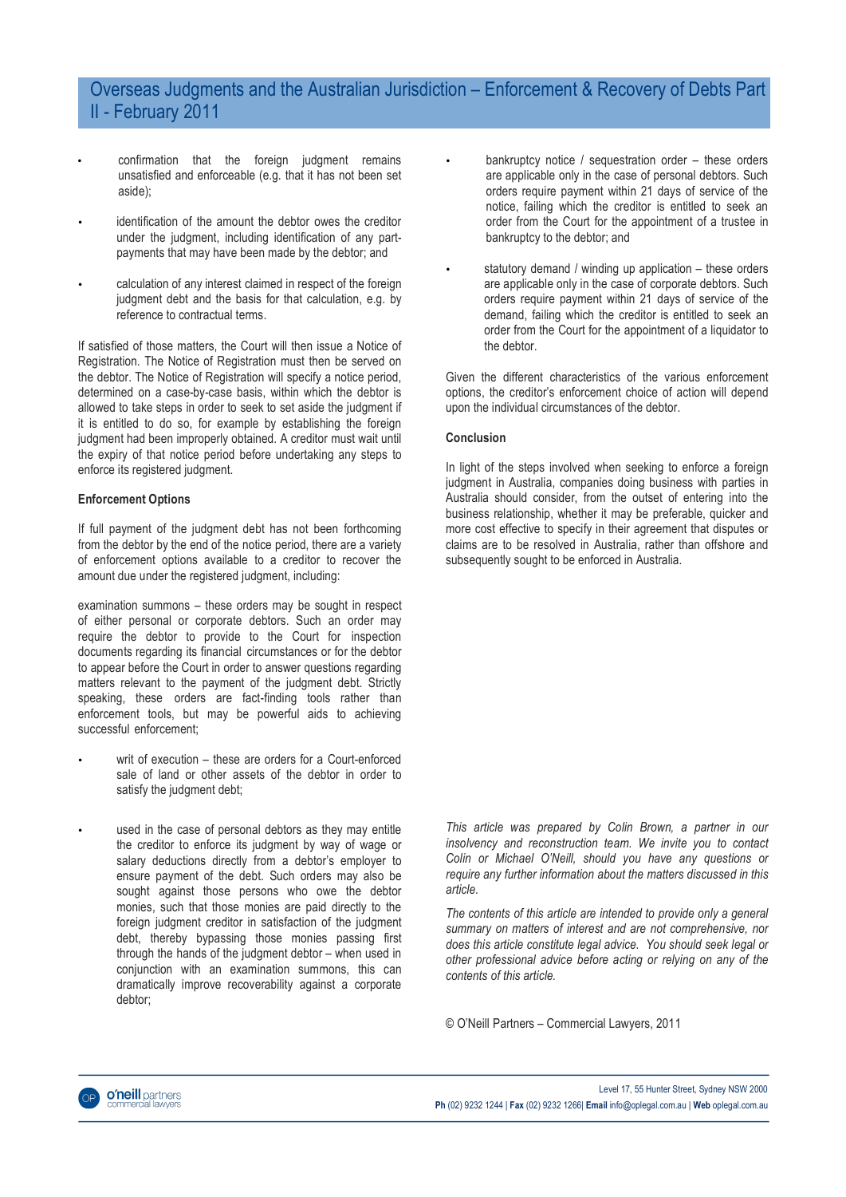- confirmation that the foreign judgment remains unsatisfied and enforceable (e.g. that it has not been set aside);
- identification of the amount the debtor owes the creditor under the judgment, including identification of any part-payments that may have been made by the debtor; and
- calculation of any interest claimed in respect of the foreign judgment debt and the basis for that calculation, e.g. by reference to contractual terms.

If satisfied of those matters, the Court will then issue a Notice of Registration. The Notice of Registration must then be served on the debtor. The Notice of Registration will specify a notice period, determined on a case-by-case basis, within which the debtor is allowed to take steps in order to seek to set aside the judgment if it is entitled to do so, for example by establishing the foreign judgment had been improperly obtained. A creditor must wait until the expiry of that notice period before undertaking any steps to enforce its registered judgment.

**Enforcement Options**

If full payment of the judgment debt has not been forthcoming from the debtor by the end of the notice period, there are a variety of enforcement options available to a creditor to recover the amount due under the registered judgment, including:

examination summons – these orders may be sought in respect of either personal or corporate debtors. Such an order may require the debtor to provide to the Court for inspection documents regarding its financial circumstances or for the debtor to appear before the Court in order to answer questions regarding matters relevant to the payment of the judgment debt. Strictly speaking, these orders are fact-finding tools rather than enforcement tools, but may be powerful aids to achieving successful enforcement;

- writ of execution – these are orders for a Court-enforced sale of land or other assets of the debtor in order to satisfy the judgment debt;
- used in the case of personal debtors as they may entitle the creditor to enforce its judgment by way of wage or salary deductions directly from a debtor's employer to ensure payment of the debt. Such orders may also be sought against those persons who owe the debtor monies, such that those monies are paid directly to the foreign judgment creditor in satisfaction of the judgment debt, thereby bypassing those monies passing first through the hands of the judgment debtor – when used in conjunction with an examination summons, this can dramatically improve recoverability against a corporate debtor;
- bankruptcy notice / sequestration order – these orders are applicable only in the case of personal debtors. Such orders require payment within 21 days of service of the notice, failing which the creditor is entitled to seek an order from the Court for the appointment of a trustee in bankruptcy to the debtor; and
- statutory demand / winding up application – these orders are applicable only in the case of corporate debtors. Such orders require payment within 21 days of service of the demand, failing which the creditor is entitled to seek an order from the Court for the appointment of a liquidator to the debtor.

Given the different characteristics of the various enforcement options, the creditor's enforcement choice of action will depend upon the individual circumstances of the debtor.

**Conclusion**

In light of the steps involved when seeking to enforce a foreign judgment in Australia, companies doing business with parties in Australia should consider, from the outset of entering into the business relationship, whether it may be preferable, quicker and more cost effective to specify in their agreement that disputes or claims are to be resolved in Australia, rather than offshore and subsequently sought to be enforced in Australia.

*This article was prepared by Colin Brown, a partner in our insolvency and reconstruction team. We invite you to contact Colin or Michael O'Neill, should you have any questions or require any further information about the matters discussed in this article.*

*The contents of this article are intended to provide only a general summary on matters of interest and are not comprehensive, nor does this article constitute legal advice. You should seek legal or other professional advice before acting or relying on any of the contents of this article.*

© O'Neill Partners – Commercial Lawyers, 2011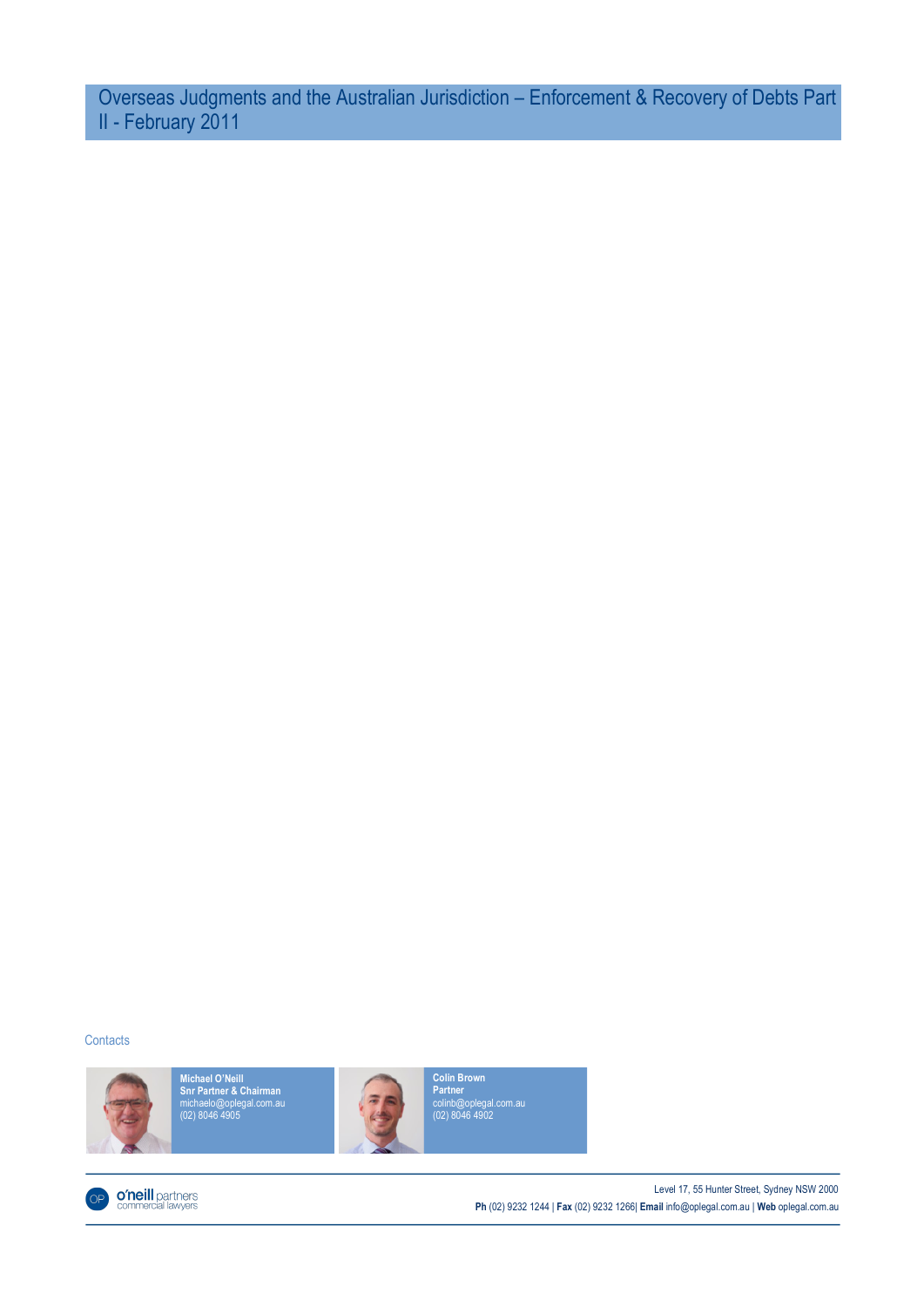# Overseas Judgments and the Australian Jurisdiction – Enforcement & Recovery of Debts Part II - February 2011

Contacts

**Michael O'Neill**
**Snr Partner & Chairman**
michaelo@oplegal.com.au
(02) 8046 4905

**Colin Brown**
**Partner**
colinb@oplegal.com.au
(02) 8046 4902

o'neill partners
commercial lawyers

Level 17, 55 Hunter Street, Sydney NSW 2000
**Ph** (02) 9232 1244 | **Fax** (02) 9232 1266| **Email** info@oplegal.com.au | **Web** oplegal.com.au